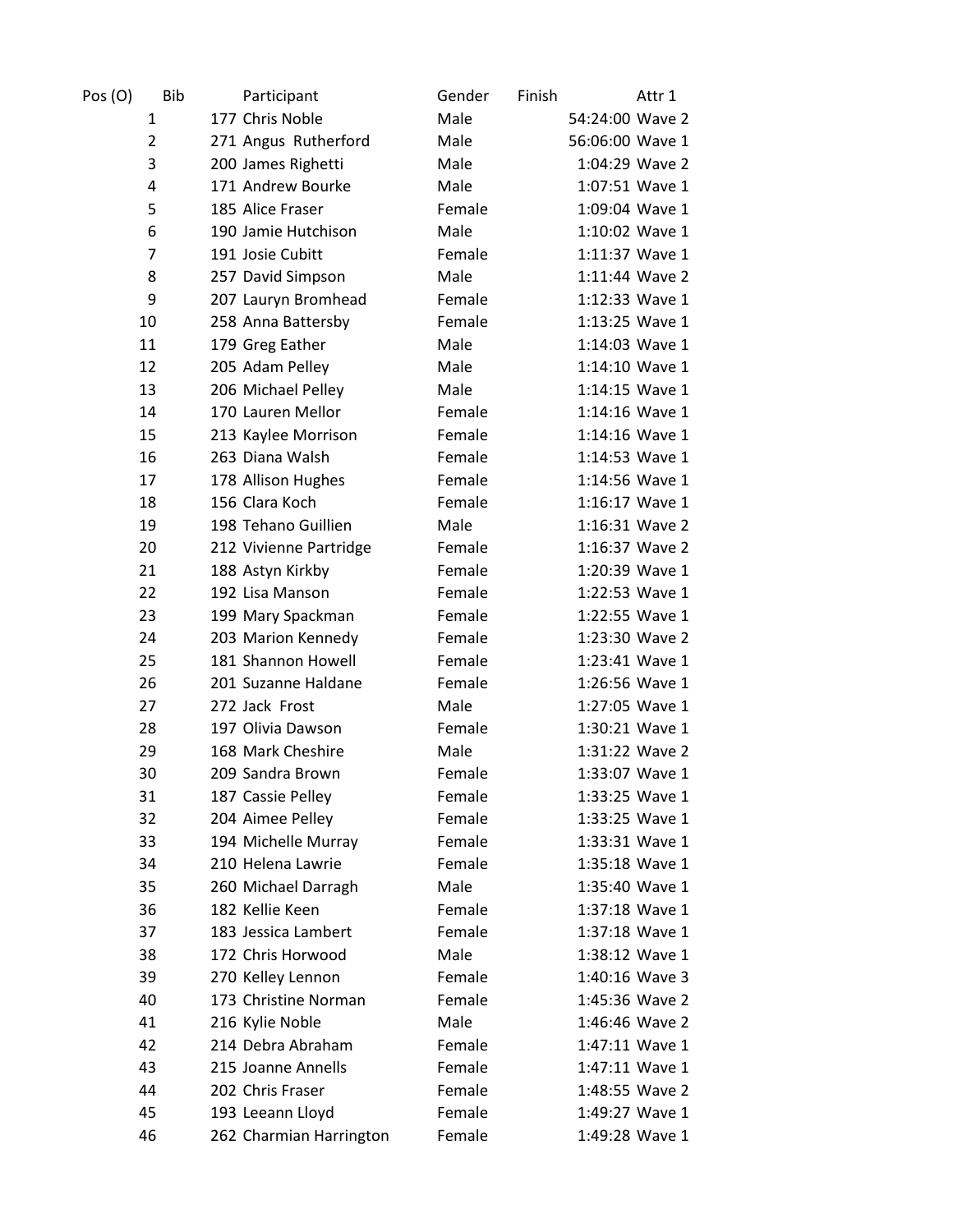| Pos (O) | Bib | Participant | Gender | Finish | Attr 1 |
|---|---|---|---|---|---|
| 1 | 177 | Chris Noble | Male | 54:24:00 | Wave 2 |
| 2 | 271 | Angus Rutherford | Male | 56:06:00 | Wave 1 |
| 3 | 200 | James Righetti | Male | 1:04:29 | Wave 2 |
| 4 | 171 | Andrew Bourke | Male | 1:07:51 | Wave 1 |
| 5 | 185 | Alice Fraser | Female | 1:09:04 | Wave 1 |
| 6 | 190 | Jamie Hutchison | Male | 1:10:02 | Wave 1 |
| 7 | 191 | Josie Cubitt | Female | 1:11:37 | Wave 1 |
| 8 | 257 | David Simpson | Male | 1:11:44 | Wave 2 |
| 9 | 207 | Lauryn Bromhead | Female | 1:12:33 | Wave 1 |
| 10 | 258 | Anna Battersby | Female | 1:13:25 | Wave 1 |
| 11 | 179 | Greg Eather | Male | 1:14:03 | Wave 1 |
| 12 | 205 | Adam Pelley | Male | 1:14:10 | Wave 1 |
| 13 | 206 | Michael Pelley | Male | 1:14:15 | Wave 1 |
| 14 | 170 | Lauren Mellor | Female | 1:14:16 | Wave 1 |
| 15 | 213 | Kaylee Morrison | Female | 1:14:16 | Wave 1 |
| 16 | 263 | Diana Walsh | Female | 1:14:53 | Wave 1 |
| 17 | 178 | Allison Hughes | Female | 1:14:56 | Wave 1 |
| 18 | 156 | Clara Koch | Female | 1:16:17 | Wave 1 |
| 19 | 198 | Tehano Guillien | Male | 1:16:31 | Wave 2 |
| 20 | 212 | Vivienne Partridge | Female | 1:16:37 | Wave 2 |
| 21 | 188 | Astyn Kirkby | Female | 1:20:39 | Wave 1 |
| 22 | 192 | Lisa Manson | Female | 1:22:53 | Wave 1 |
| 23 | 199 | Mary Spackman | Female | 1:22:55 | Wave 1 |
| 24 | 203 | Marion Kennedy | Female | 1:23:30 | Wave 2 |
| 25 | 181 | Shannon Howell | Female | 1:23:41 | Wave 1 |
| 26 | 201 | Suzanne Haldane | Female | 1:26:56 | Wave 1 |
| 27 | 272 | Jack Frost | Male | 1:27:05 | Wave 1 |
| 28 | 197 | Olivia Dawson | Female | 1:30:21 | Wave 1 |
| 29 | 168 | Mark Cheshire | Male | 1:31:22 | Wave 2 |
| 30 | 209 | Sandra Brown | Female | 1:33:07 | Wave 1 |
| 31 | 187 | Cassie Pelley | Female | 1:33:25 | Wave 1 |
| 32 | 204 | Aimee Pelley | Female | 1:33:25 | Wave 1 |
| 33 | 194 | Michelle Murray | Female | 1:33:31 | Wave 1 |
| 34 | 210 | Helena Lawrie | Female | 1:35:18 | Wave 1 |
| 35 | 260 | Michael Darragh | Male | 1:35:40 | Wave 1 |
| 36 | 182 | Kellie Keen | Female | 1:37:18 | Wave 1 |
| 37 | 183 | Jessica Lambert | Female | 1:37:18 | Wave 1 |
| 38 | 172 | Chris Horwood | Male | 1:38:12 | Wave 1 |
| 39 | 270 | Kelley Lennon | Female | 1:40:16 | Wave 3 |
| 40 | 173 | Christine Norman | Female | 1:45:36 | Wave 2 |
| 41 | 216 | Kylie Noble | Male | 1:46:46 | Wave 2 |
| 42 | 214 | Debra Abraham | Female | 1:47:11 | Wave 1 |
| 43 | 215 | Joanne Annells | Female | 1:47:11 | Wave 1 |
| 44 | 202 | Chris Fraser | Female | 1:48:55 | Wave 2 |
| 45 | 193 | Leeann Lloyd | Female | 1:49:27 | Wave 1 |
| 46 | 262 | Charmian Harrington | Female | 1:49:28 | Wave 1 |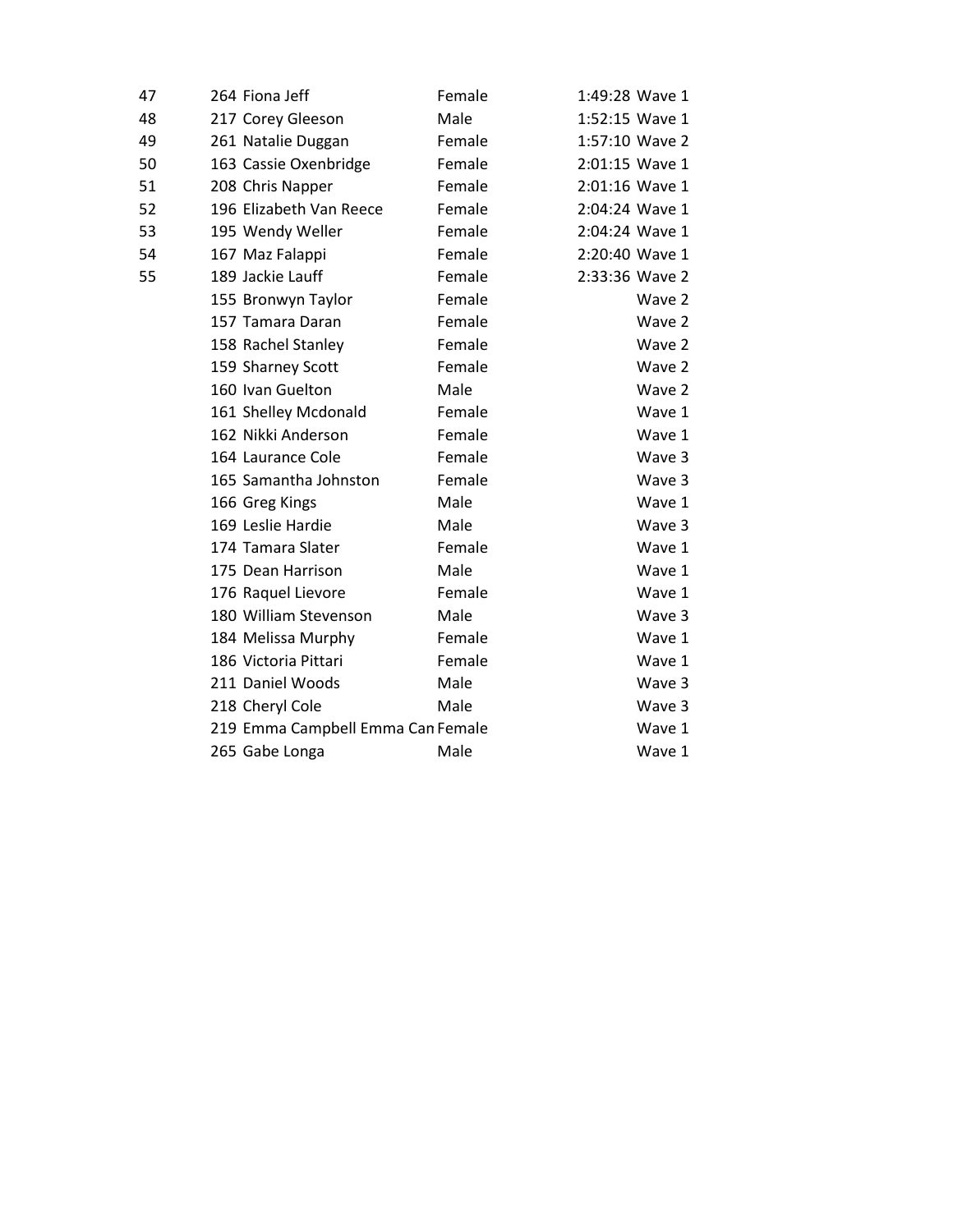| | | | | | |
|---|---|---|---|---|---|
| 47 | 264 | Fiona Jeff | Female | 1:49:28 | Wave 1 |
| 48 | 217 | Corey Gleeson | Male | 1:52:15 | Wave 1 |
| 49 | 261 | Natalie Duggan | Female | 1:57:10 | Wave 2 |
| 50 | 163 | Cassie Oxenbridge | Female | 2:01:15 | Wave 1 |
| 51 | 208 | Chris Napper | Female | 2:01:16 | Wave 1 |
| 52 | 196 | Elizabeth Van Reece | Female | 2:04:24 | Wave 1 |
| 53 | 195 | Wendy Weller | Female | 2:04:24 | Wave 1 |
| 54 | 167 | Maz Falappi | Female | 2:20:40 | Wave 1 |
| 55 | 189 | Jackie Lauff | Female | 2:33:36 | Wave 2 |
| | 155 | Bronwyn Taylor | Female | | Wave 2 |
| | 157 | Tamara Daran | Female | | Wave 2 |
| | 158 | Rachel Stanley | Female | | Wave 2 |
| | 159 | Sharney Scott | Female | | Wave 2 |
| | 160 | Ivan Guelton | Male | | Wave 2 |
| | 161 | Shelley Mcdonald | Female | | Wave 1 |
| | 162 | Nikki Anderson | Female | | Wave 1 |
| | 164 | Laurance Cole | Female | | Wave 3 |
| | 165 | Samantha Johnston | Female | | Wave 3 |
| | 166 | Greg Kings | Male | | Wave 1 |
| | 169 | Leslie Hardie | Male | | Wave 3 |
| | 174 | Tamara Slater | Female | | Wave 1 |
| | 175 | Dean Harrison | Male | | Wave 1 |
| | 176 | Raquel Lievore | Female | | Wave 1 |
| | 180 | William Stevenson | Male | | Wave 3 |
| | 184 | Melissa Murphy | Female | | Wave 1 |
| | 186 | Victoria Pittari | Female | | Wave 1 |
| | 211 | Daniel Woods | Male | | Wave 3 |
| | 218 | Cheryl Cole | Male | | Wave 3 |
| | 219 | Emma Campbell Emma Can | Female | | Wave 1 |
| | 265 | Gabe Longa | Male | | Wave 1 |